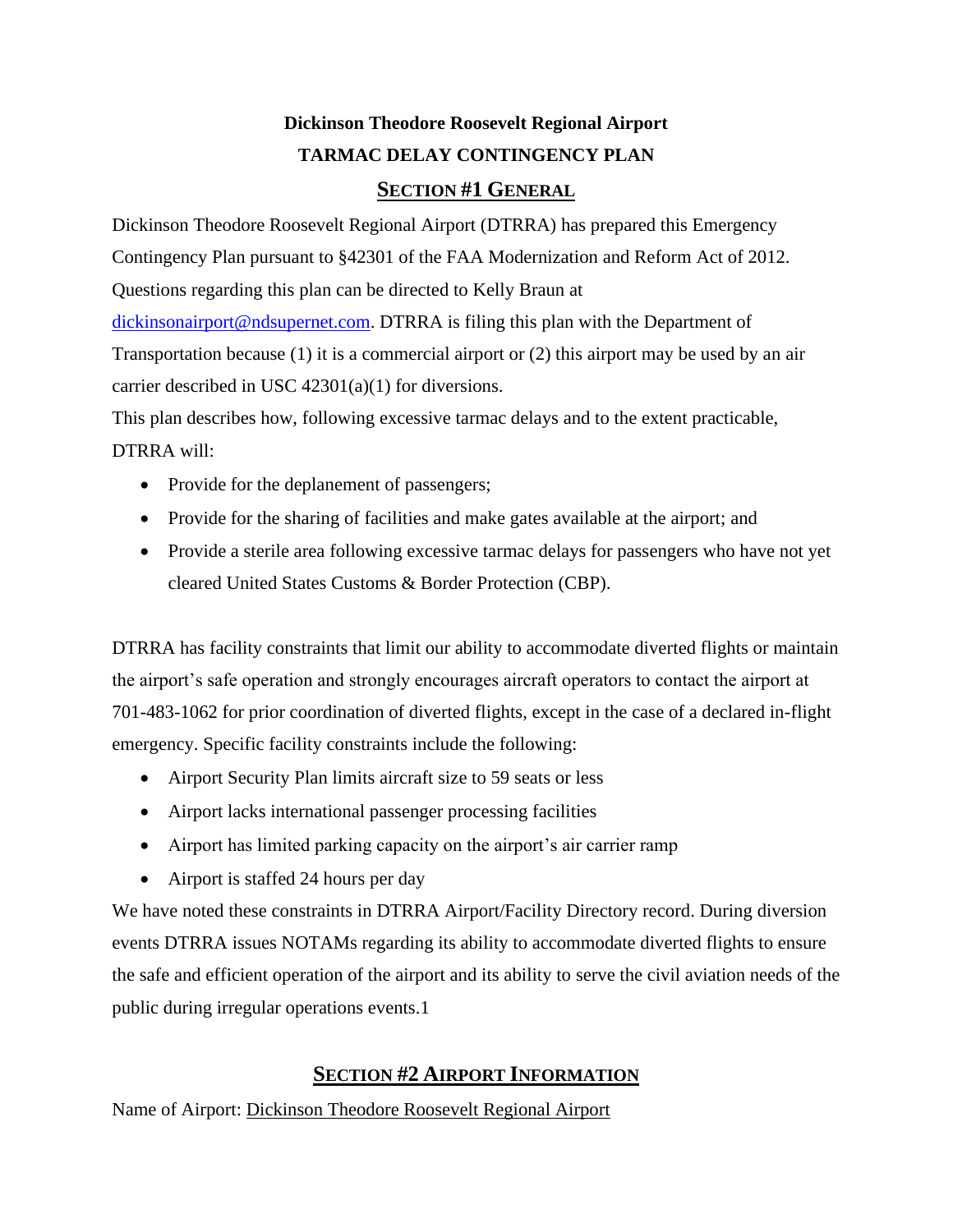# Dickinson Theodore Roosevelt Regional Airport

# TARMAC DELAY CONTINGENCY PLAN

## SECTION #1 GENERAL

Dickinson Theodore Roosevelt Regional Airport (DTRRA) has prepared this Emergency Contingency Plan pursuant to §42301 of the FAA Modernization and Reform Act of 2012. Questions regarding this plan can be directed to Kelly Braun at dickinsonairport@ndsupernet.com. DTRRA is filing this plan with the Department of Transportation because (1) it is a commercial airport or (2) this airport may be used by an air carrier described in USC 42301(a)(1) for diversions.

This plan describes how, following excessive tarmac delays and to the extent practicable, DTRRA will:

- Provide for the deplanement of passengers;
- Provide for the sharing of facilities and make gates available at the airport; and
- Provide a sterile area following excessive tarmac delays for passengers who have not yet cleared United States Customs & Border Protection (CBP).

DTRRA has facility constraints that limit our ability to accommodate diverted flights or maintain the airport's safe operation and strongly encourages aircraft operators to contact the airport at 701-483-1062 for prior coordination of diverted flights, except in the case of a declared in-flight emergency. Specific facility constraints include the following:

- Airport Security Plan limits aircraft size to 59 seats or less
- Airport lacks international passenger processing facilities
- Airport has limited parking capacity on the airport's air carrier ramp
- Airport is staffed 24 hours per day

We have noted these constraints in DTRRA Airport/Facility Directory record. During diversion events DTRRA issues NOTAMs regarding its ability to accommodate diverted flights to ensure the safe and efficient operation of the airport and its ability to serve the civil aviation needs of the public during irregular operations events.[1]

## SECTION #2 AIRPORT INFORMATION

Name of Airport: Dickinson Theodore Roosevelt Regional Airport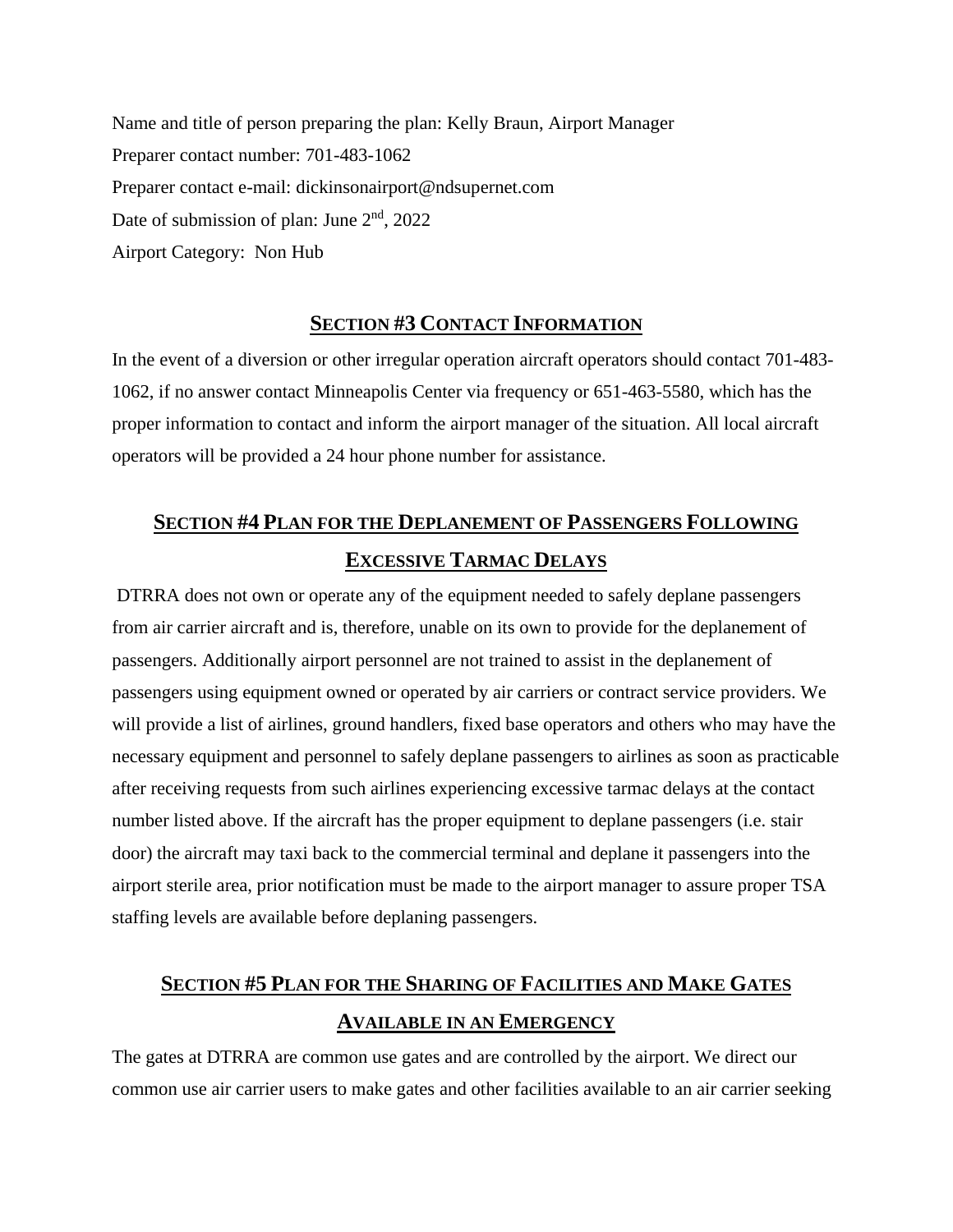Name and title of person preparing the plan: Kelly Braun, Airport Manager

Preparer contact number: 701-483-1062

Preparer contact e-mail: dickinsonairport@ndsupernet.com

Date of submission of plan: June 2nd, 2022

Airport Category: Non Hub

## SECTION #3 CONTACT INFORMATION

In the event of a diversion or other irregular operation aircraft operators should contact 701-483-1062, if no answer contact Minneapolis Center via frequency or 651-463-5580, which has the proper information to contact and inform the airport manager of the situation. All local aircraft operators will be provided a 24 hour phone number for assistance.

## SECTION #4 PLAN FOR THE DEPLANEMENT OF PASSENGERS FOLLOWING EXCESSIVE TARMAC DELAYS

DTRRA does not own or operate any of the equipment needed to safely deplane passengers from air carrier aircraft and is, therefore, unable on its own to provide for the deplanement of passengers. Additionally airport personnel are not trained to assist in the deplanement of passengers using equipment owned or operated by air carriers or contract service providers. We will provide a list of airlines, ground handlers, fixed base operators and others who may have the necessary equipment and personnel to safely deplane passengers to airlines as soon as practicable after receiving requests from such airlines experiencing excessive tarmac delays at the contact number listed above. If the aircraft has the proper equipment to deplane passengers (i.e. stair door) the aircraft may taxi back to the commercial terminal and deplane it passengers into the airport sterile area, prior notification must be made to the airport manager to assure proper TSA staffing levels are available before deplaning passengers.

## SECTION #5 PLAN FOR THE SHARING OF FACILITIES AND MAKE GATES AVAILABLE IN AN EMERGENCY

The gates at DTRRA are common use gates and are controlled by the airport. We direct our common use air carrier users to make gates and other facilities available to an air carrier seeking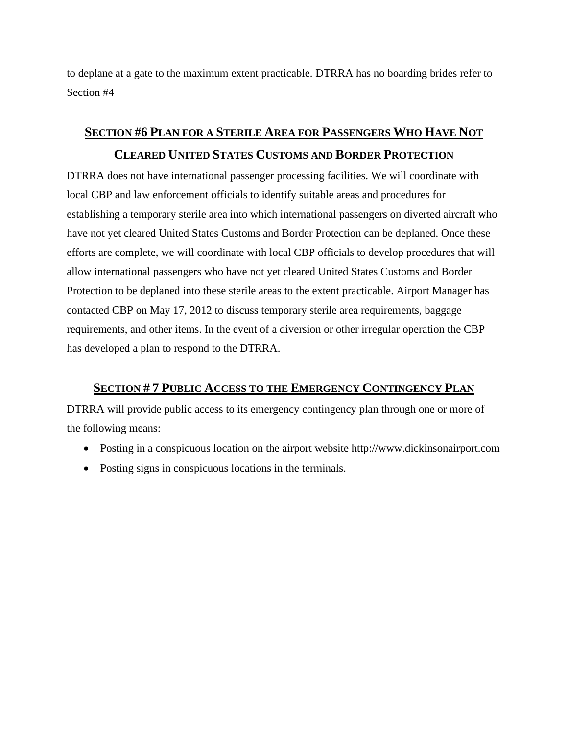to deplane at a gate to the maximum extent practicable. DTRRA has no boarding brides refer to Section #4

## SECTION #6 PLAN FOR A STERILE AREA FOR PASSENGERS WHO HAVE NOT CLEARED UNITED STATES CUSTOMS AND BORDER PROTECTION

DTRRA does not have international passenger processing facilities. We will coordinate with local CBP and law enforcement officials to identify suitable areas and procedures for establishing a temporary sterile area into which international passengers on diverted aircraft who have not yet cleared United States Customs and Border Protection can be deplaned. Once these efforts are complete, we will coordinate with local CBP officials to develop procedures that will allow international passengers who have not yet cleared United States Customs and Border Protection to be deplaned into these sterile areas to the extent practicable. Airport Manager has contacted CBP on May 17, 2012 to discuss temporary sterile area requirements, baggage requirements, and other items. In the event of a diversion or other irregular operation the CBP has developed a plan to respond to the DTRRA.

## SECTION # 7 PUBLIC ACCESS TO THE EMERGENCY CONTINGENCY PLAN

DTRRA will provide public access to its emergency contingency plan through one or more of the following means:

- Posting in a conspicuous location on the airport website http://www.dickinsonairport.com
- Posting signs in conspicuous locations in the terminals.